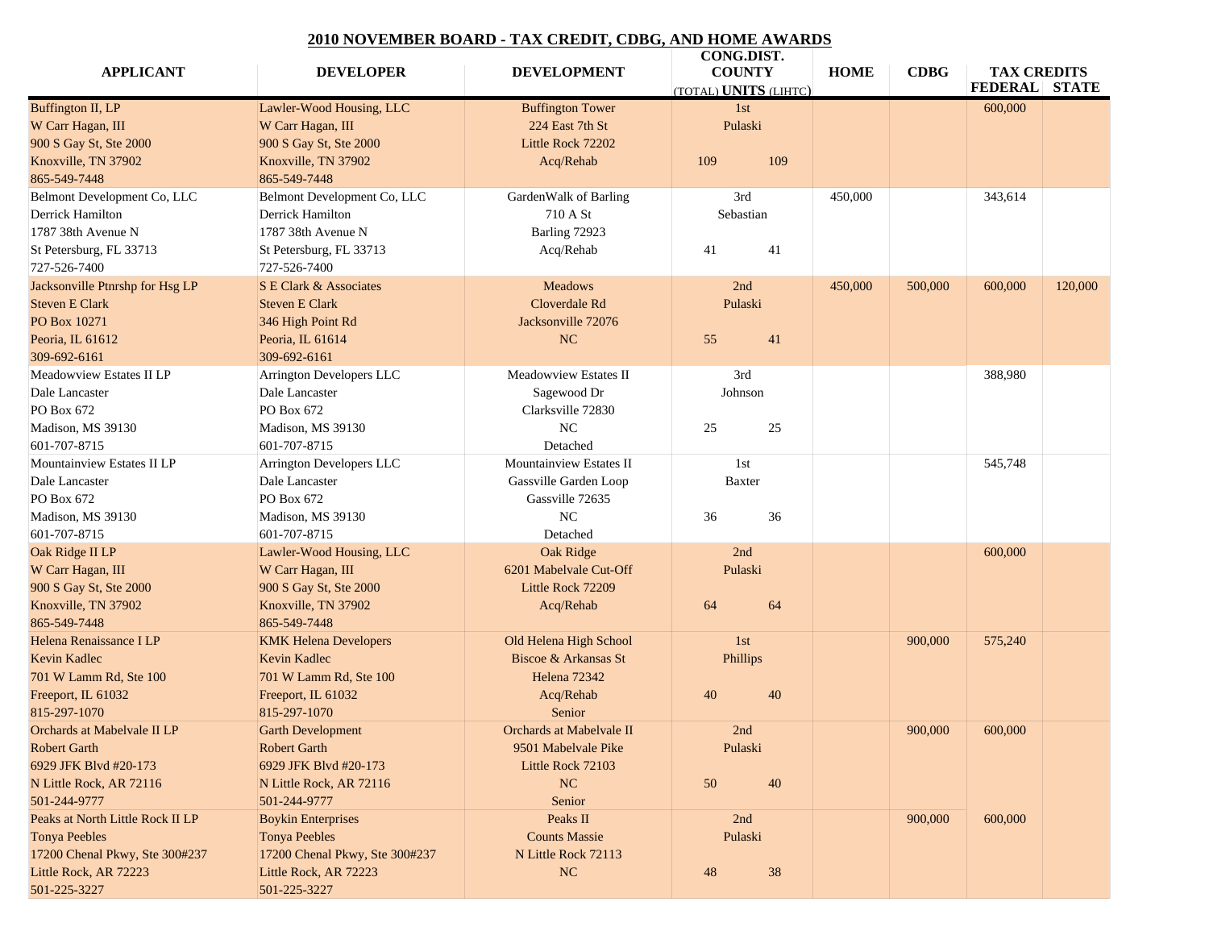## 2010 NOVEMBER BOARD - TAX CREDIT, CDBG, AND HOME AWARDS

| APPLICANT | DEVELOPER | DEVELOPMENT | CONG.DIST. COUNTY (TOTAL) UNITS (LIHTC) | HOME | CDBG | TAX CREDITS FEDERAL | TAX CREDITS STATE |
|---|---|---|---|---|---|---|---|
| Buffington II, LP<br>W Carr Hagan, III<br>900 S Gay St, Ste 2000<br>Knoxville, TN 37902<br>865-549-7448 | Lawler-Wood Housing, LLC<br>W Carr Hagan, III<br>900 S Gay St, Ste 2000<br>Knoxville, TN 37902<br>865-549-7448 | Buffington Tower<br>224 East 7th St<br>Little Rock 72202<br>Acq/Rehab | 1st<br>Pulaski<br>109 109 | | | 600,000 | |
| Belmont Development Co, LLC<br>Derrick Hamilton<br>1787 38th Avenue N<br>St Petersburg, FL 33713<br>727-526-7400 | Belmont Development Co, LLC<br>Derrick Hamilton<br>1787 38th Avenue N<br>St Petersburg, FL 33713<br>727-526-7400 | GardenWalk of Barling<br>710 A St<br>Barling 72923<br>Acq/Rehab | 3rd<br>Sebastian<br>41 41 | 450,000 | | 343,614 | |
| Jacksonville Ptnrshp for Hsg LP<br>Steven E Clark<br>PO Box 10271<br>Peoria, IL 61612<br>309-692-6161 | S E Clark & Associates<br>Steven E Clark<br>346 High Point Rd<br>Peoria, IL 61614<br>309-692-6161 | Meadows<br>Cloverdale Rd<br>Jacksonville 72076<br>NC | 2nd<br>Pulaski<br>55 41 | 450,000 | 500,000 | 600,000 | 120,000 |
| Meadowview Estates II LP<br>Dale Lancaster<br>PO Box 672<br>Madison, MS 39130<br>601-707-8715 | Arrington Developers LLC<br>Dale Lancaster<br>PO Box 672<br>Madison, MS 39130<br>601-707-8715 | Meadowview Estates II<br>Sagewood Dr<br>Clarksville 72830<br>NC<br>Detached | 3rd<br>Johnson<br>25 25 | | | 388,980 | |
| Mountainview Estates II LP<br>Dale Lancaster<br>PO Box 672<br>Madison, MS 39130<br>601-707-8715 | Arrington Developers LLC<br>Dale Lancaster<br>PO Box 672<br>Madison, MS 39130<br>601-707-8715 | Mountainview Estates II<br>Gassville Garden Loop<br>Gassville 72635<br>NC<br>Detached | 1st<br>Baxter<br>36 36 | | | 545,748 | |
| Oak Ridge II LP<br>W Carr Hagan, III<br>900 S Gay St, Ste 2000<br>Knoxville, TN 37902<br>865-549-7448 | Lawler-Wood Housing, LLC<br>W Carr Hagan, III<br>900 S Gay St, Ste 2000<br>Knoxville, TN 37902<br>865-549-7448 | Oak Ridge<br>6201 Mabelvale Cut-Off<br>Little Rock 72209<br>Acq/Rehab | 2nd<br>Pulaski<br>64 64 | | | 600,000 | |
| Helena Renaissance I LP<br>Kevin Kadlec<br>701 W Lamm Rd, Ste 100<br>Freeport, IL 61032<br>815-297-1070 | KMK Helena Developers<br>Kevin Kadlec<br>701 W Lamm Rd, Ste 100<br>Freeport, IL 61032<br>815-297-1070 | Old Helena High School<br>Biscoe & Arkansas St<br>Helena 72342<br>Acq/Rehab<br>Senior | 1st<br>Phillips<br>40 40 | | 900,000 | 575,240 | |
| Orchards at Mabelvale II LP<br>Robert Garth<br>6929 JFK Blvd #20-173<br>N Little Rock, AR 72116<br>501-244-9777 | Garth Development<br>Robert Garth<br>6929 JFK Blvd #20-173<br>N Little Rock, AR 72116<br>501-244-9777 | Orchards at Mabelvale II<br>9501 Mabelvale Pike<br>Little Rock 72103<br>NC<br>Senior | 2nd<br>Pulaski<br>50 40 | | 900,000 | 600,000 | |
| Peaks at North Little Rock II LP<br>Tonya Peebles<br>17200 Chenal Pkwy, Ste 300#237<br>Little Rock, AR 72223<br>501-225-3227 | Boykin Enterprises<br>Tonya Peebles<br>17200 Chenal Pkwy, Ste 300#237<br>Little Rock, AR 72223<br>501-225-3227 | Peaks II<br>Counts Massie<br>N Little Rock 72113<br>NC | 2nd<br>Pulaski<br>48 38 | | 900,000 | 600,000 | |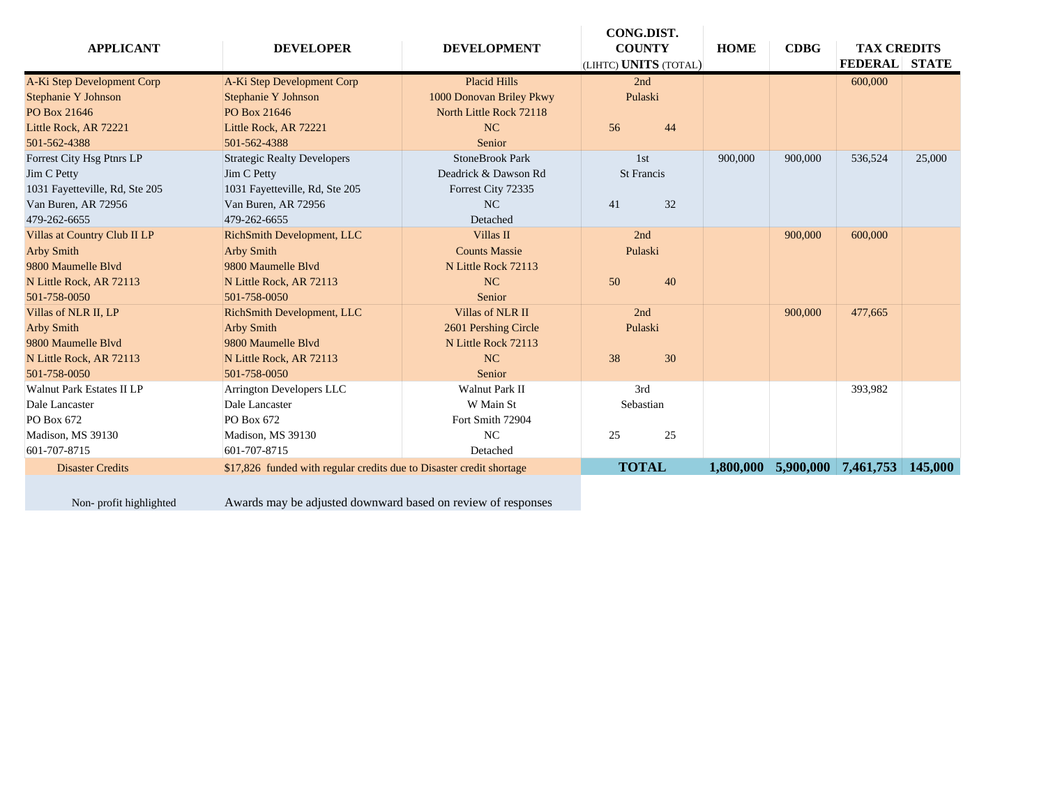| APPLICANT | DEVELOPER | DEVELOPMENT | CONG.DIST. COUNTY (LIHTC) UNITS (TOTAL) | | HOME | CDBG | TAX CREDITS FEDERAL | STATE |
|---|---|---|---|---|---|---|---|---|
| A-Ki Step Development Corp | A-Ki Step Development Corp | Placid Hills | 2nd | | | | 600,000 | |
| Stephanie Y Johnson | Stephanie Y Johnson | 1000 Donovan Briley Pkwy | Pulaski | | | | | |
| PO Box 21646 | PO Box 21646 | North Little Rock 72118 | | | | | | |
| Little Rock, AR 72221 | Little Rock, AR 72221 | NC | 56 | 44 | | | | |
| 501-562-4388 | 501-562-4388 | Senior | | | | | | |
| Forrest City Hsg Ptnrs LP | Strategic Realty Developers | StoneBrook Park | 1st | | 900,000 | 900,000 | 536,524 | 25,000 |
| Jim C Petty | Jim C Petty | Deadrick & Dawson Rd | St Francis | | | | | |
| 1031 Fayetteville, Rd, Ste 205 | 1031 Fayetteville, Rd, Ste 205 | Forrest City 72335 | | | | | | |
| Van Buren, AR 72956 | Van Buren, AR 72956 | NC | 41 | 32 | | | | |
| 479-262-6655 | 479-262-6655 | Detached | | | | | | |
| Villas at Country Club II LP | RichSmith Development, LLC | Villas II | 2nd | | | 900,000 | 600,000 | |
| Arby Smith | Arby Smith | Counts Massie | Pulaski | | | | | |
| 9800 Maumelle Blvd | 9800 Maumelle Blvd | N Little Rock 72113 | | | | | | |
| N Little Rock, AR 72113 | N Little Rock, AR 72113 | NC | 50 | 40 | | | | |
| 501-758-0050 | 501-758-0050 | Senior | | | | | | |
| Villas of NLR II, LP | RichSmith Development, LLC | Villas of NLR II | 2nd | | | 900,000 | 477,665 | |
| Arby Smith | Arby Smith | 2601 Pershing Circle | Pulaski | | | | | |
| 9800 Maumelle Blvd | 9800 Maumelle Blvd | N Little Rock 72113 | | | | | | |
| N Little Rock, AR 72113 | N Little Rock, AR 72113 | NC | 38 | 30 | | | | |
| 501-758-0050 | 501-758-0050 | Senior | | | | | | |
| Walnut Park Estates II LP | Arrington Developers LLC | Walnut Park II | 3rd | | | | 393,982 | |
| Dale Lancaster | Dale Lancaster | W Main St | Sebastian | | | | | |
| PO Box 672 | PO Box 672 | Fort Smith 72904 | | | | | | |
| Madison, MS 39130 | Madison, MS 39130 | NC | 25 | 25 | | | | |
| 601-707-8715 | 601-707-8715 | Detached | | | | | | |
| Disaster Credits | $17,826 funded with regular credits due to Disaster credit shortage | | **TOTAL** | | **1,800,000** | **5,900,000** | **7,461,753** | **145,000** |

Non- profit highlighted

Awards may be adjusted downward based on review of responses